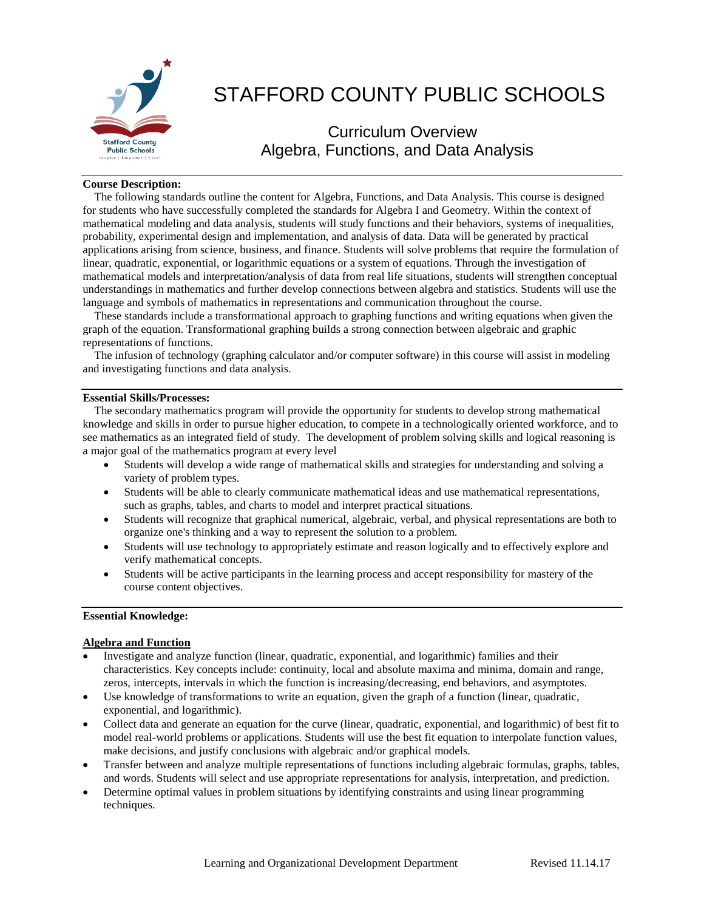# STAFFORD COUNTY PUBLIC SCHOOLS

## Curriculum Overview
## Algebra, Functions, and Data Analysis

**Course Description:**

The following standards outline the content for Algebra, Functions, and Data Analysis. This course is designed for students who have successfully completed the standards for Algebra I and Geometry. Within the context of mathematical modeling and data analysis, students will study functions and their behaviors, systems of inequalities, probability, experimental design and implementation, and analysis of data. Data will be generated by practical applications arising from science, business, and finance. Students will solve problems that require the formulation of linear, quadratic, exponential, or logarithmic equations or a system of equations. Through the investigation of mathematical models and interpretation/analysis of data from real life situations, students will strengthen conceptual understandings in mathematics and further develop connections between algebra and statistics. Students will use the language and symbols of mathematics in representations and communication throughout the course.

These standards include a transformational approach to graphing functions and writing equations when given the graph of the equation. Transformational graphing builds a strong connection between algebraic and graphic representations of functions.

The infusion of technology (graphing calculator and/or computer software) in this course will assist in modeling and investigating functions and data analysis.

**Essential Skills/Processes:**

The secondary mathematics program will provide the opportunity for students to develop strong mathematical knowledge and skills in order to pursue higher education, to compete in a technologically oriented workforce, and to see mathematics as an integrated field of study. The development of problem solving skills and logical reasoning is a major goal of the mathematics program at every level

- Students will develop a wide range of mathematical skills and strategies for understanding and solving a variety of problem types.
- Students will be able to clearly communicate mathematical ideas and use mathematical representations, such as graphs, tables, and charts to model and interpret practical situations.
- Students will recognize that graphical numerical, algebraic, verbal, and physical representations are both to organize one's thinking and a way to represent the solution to a problem.
- Students will use technology to appropriately estimate and reason logically and to effectively explore and verify mathematical concepts.
- Students will be active participants in the learning process and accept responsibility for mastery of the course content objectives.

**Essential Knowledge:**

**Algebra and Function**

- Investigate and analyze function (linear, quadratic, exponential, and logarithmic) families and their characteristics. Key concepts include: continuity, local and absolute maxima and minima, domain and range, zeros, intercepts, intervals in which the function is increasing/decreasing, end behaviors, and asymptotes.
- Use knowledge of transformations to write an equation, given the graph of a function (linear, quadratic, exponential, and logarithmic).
- Collect data and generate an equation for the curve (linear, quadratic, exponential, and logarithmic) of best fit to model real-world problems or applications. Students will use the best fit equation to interpolate function values, make decisions, and justify conclusions with algebraic and/or graphical models.
- Transfer between and analyze multiple representations of functions including algebraic formulas, graphs, tables, and words. Students will select and use appropriate representations for analysis, interpretation, and prediction.
- Determine optimal values in problem situations by identifying constraints and using linear programming techniques.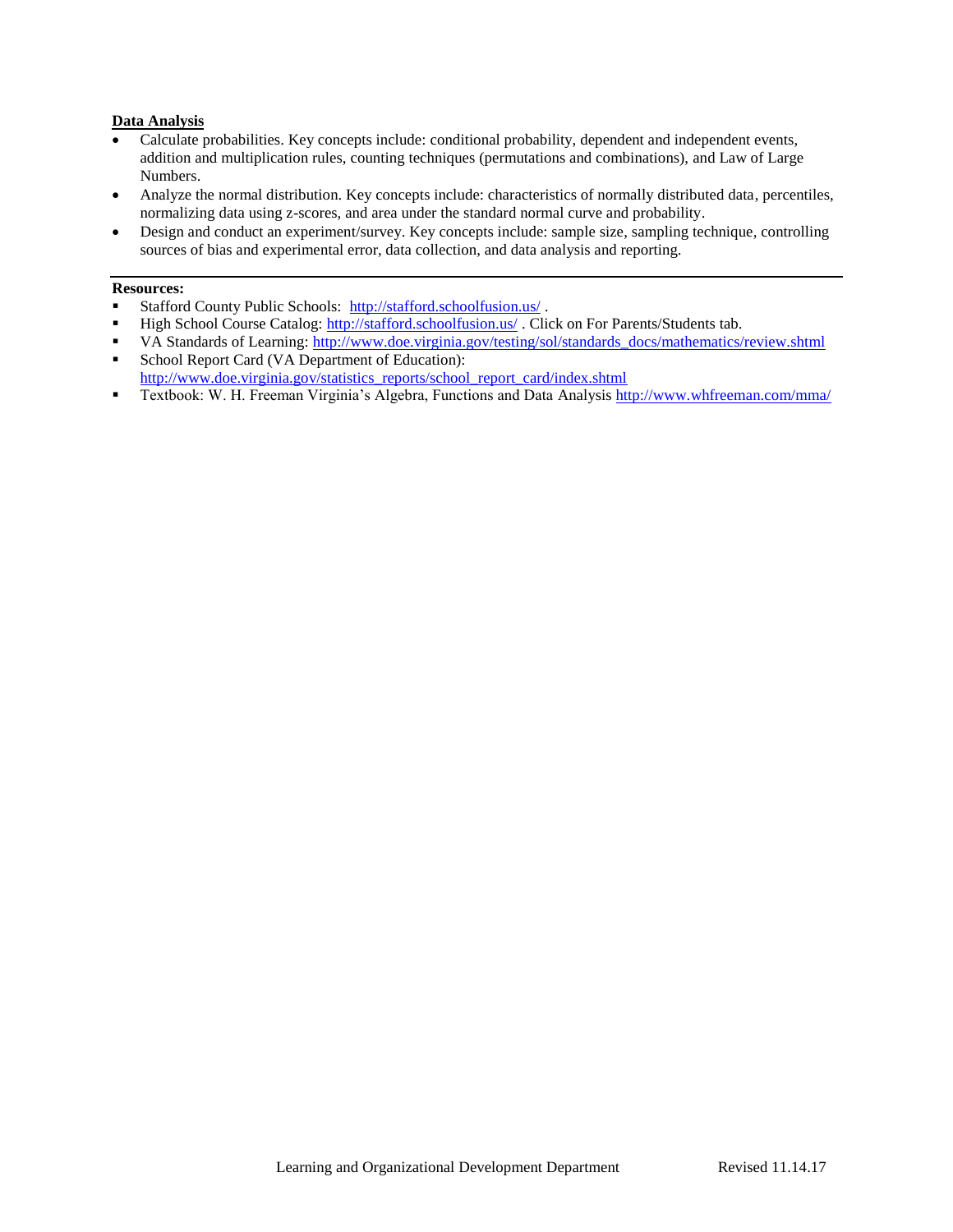**Data Analysis**

- Calculate probabilities. Key concepts include: conditional probability, dependent and independent events, addition and multiplication rules, counting techniques (permutations and combinations), and Law of Large Numbers.
- Analyze the normal distribution. Key concepts include: characteristics of normally distributed data, percentiles, normalizing data using z-scores, and area under the standard normal curve and probability.
- Design and conduct an experiment/survey. Key concepts include: sample size, sampling technique, controlling sources of bias and experimental error, data collection, and data analysis and reporting.

---

**Resources:**

- Stafford County Public Schools: http://stafford.schoolfusion.us/ .
- High School Course Catalog: http://stafford.schoolfusion.us/ . Click on For Parents/Students tab.
- VA Standards of Learning: http://www.doe.virginia.gov/testing/sol/standards_docs/mathematics/review.shtml
- School Report Card (VA Department of Education): http://www.doe.virginia.gov/statistics_reports/school_report_card/index.shtml
- Textbook: W. H. Freeman Virginia's Algebra, Functions and Data Analysis http://www.whfreeman.com/mma/

Learning and Organizational Development Department Revised 11.14.17